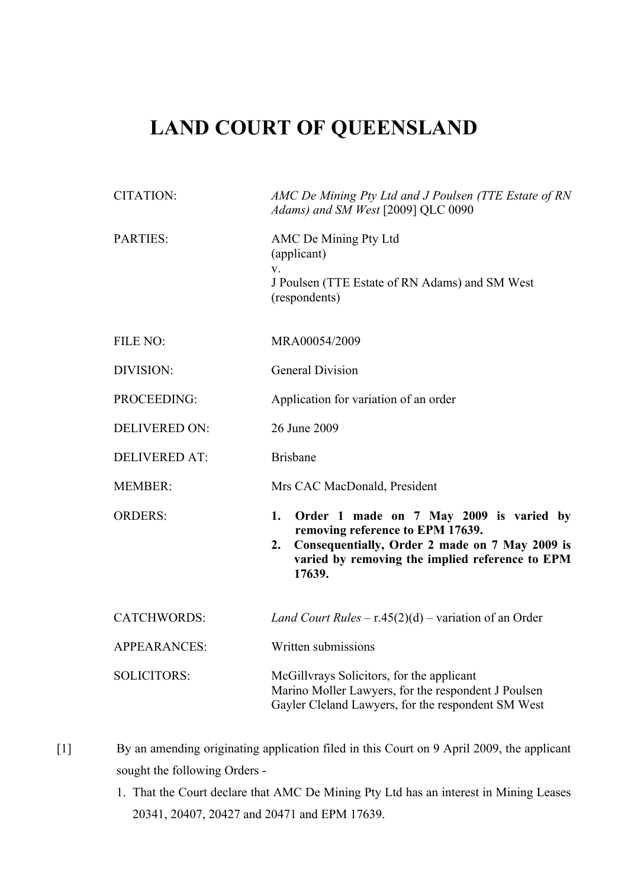# LAND COURT OF QUEENSLAND

| | |
|---|---|
| CITATION: | *AMC De Mining Pty Ltd and J Poulsen (TTE Estate of RN Adams) and SM West* [2009] QLC 0090 |
| PARTIES: | AMC De Mining Pty Ltd<br>(applicant)<br>v.<br>J Poulsen (TTE Estate of RN Adams) and SM West<br>(respondents) |
| FILE NO: | MRA00054/2009 |
| DIVISION: | General Division |
| PROCEEDING: | Application for variation of an order |
| DELIVERED ON: | 26 June 2009 |
| DELIVERED AT: | Brisbane |
| MEMBER: | Mrs CAC MacDonald, President |
| ORDERS: | **1. Order 1 made on 7 May 2009 is varied by removing reference to EPM 17639.**<br>**2. Consequentially, Order 2 made on 7 May 2009 is varied by removing the implied reference to EPM 17639.** |
| CATCHWORDS: | *Land Court Rules* – r.45(2)(d) – variation of an Order |
| APPEARANCES: | Written submissions |
| SOLICITORS: | McGillvrays Solicitors, for the applicant<br>Marino Moller Lawyers, for the respondent J Poulsen<br>Gayler Cleland Lawyers, for the respondent SM West |

[1] By an amending originating application filed in this Court on 9 April 2009, the applicant sought the following Orders -

1. That the Court declare that AMC De Mining Pty Ltd has an interest in Mining Leases 20341, 20407, 20427 and 20471 and EPM 17639.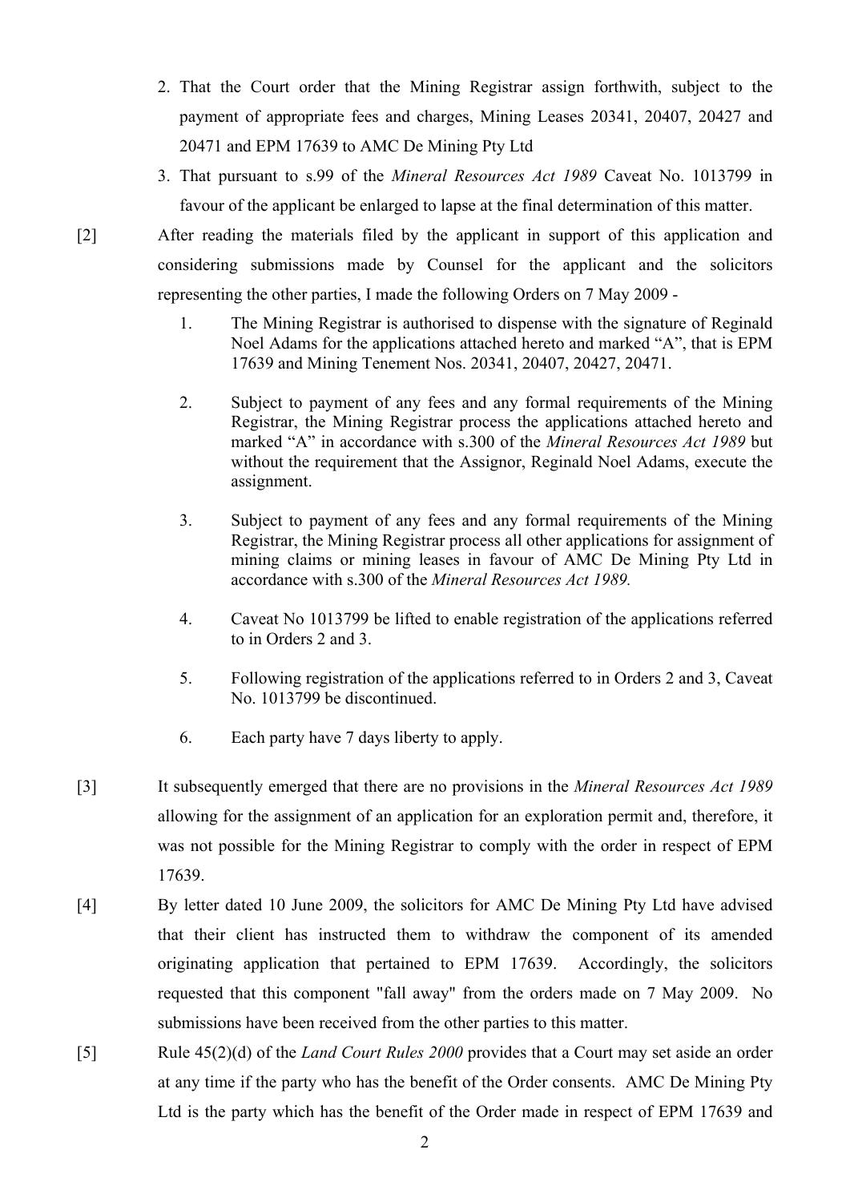2. That the Court order that the Mining Registrar assign forthwith, subject to the payment of appropriate fees and charges, Mining Leases 20341, 20407, 20427 and 20471 and EPM 17639 to AMC De Mining Pty Ltd

3. That pursuant to s.99 of the *Mineral Resources Act 1989* Caveat No. 1013799 in favour of the applicant be enlarged to lapse at the final determination of this matter.

[2] After reading the materials filed by the applicant in support of this application and considering submissions made by Counsel for the applicant and the solicitors representing the other parties, I made the following Orders on 7 May 2009 -

> 1. The Mining Registrar is authorised to dispense with the signature of Reginald Noel Adams for the applications attached hereto and marked "A", that is EPM 17639 and Mining Tenement Nos. 20341, 20407, 20427, 20471.
>
> 2. Subject to payment of any fees and any formal requirements of the Mining Registrar, the Mining Registrar process the applications attached hereto and marked "A" in accordance with s.300 of the *Mineral Resources Act 1989* but without the requirement that the Assignor, Reginald Noel Adams, execute the assignment.
>
> 3. Subject to payment of any fees and any formal requirements of the Mining Registrar, the Mining Registrar process all other applications for assignment of mining claims or mining leases in favour of AMC De Mining Pty Ltd in accordance with s.300 of the *Mineral Resources Act 1989.*
>
> 4. Caveat No 1013799 be lifted to enable registration of the applications referred to in Orders 2 and 3.
>
> 5. Following registration of the applications referred to in Orders 2 and 3, Caveat No. 1013799 be discontinued.
>
> 6. Each party have 7 days liberty to apply.

[3] It subsequently emerged that there are no provisions in the *Mineral Resources Act 1989* allowing for the assignment of an application for an exploration permit and, therefore, it was not possible for the Mining Registrar to comply with the order in respect of EPM 17639.

[4] By letter dated 10 June 2009, the solicitors for AMC De Mining Pty Ltd have advised that their client has instructed them to withdraw the component of its amended originating application that pertained to EPM 17639. Accordingly, the solicitors requested that this component "fall away" from the orders made on 7 May 2009. No submissions have been received from the other parties to this matter.

[5] Rule 45(2)(d) of the *Land Court Rules 2000* provides that a Court may set aside an order at any time if the party who has the benefit of the Order consents. AMC De Mining Pty Ltd is the party which has the benefit of the Order made in respect of EPM 17639 and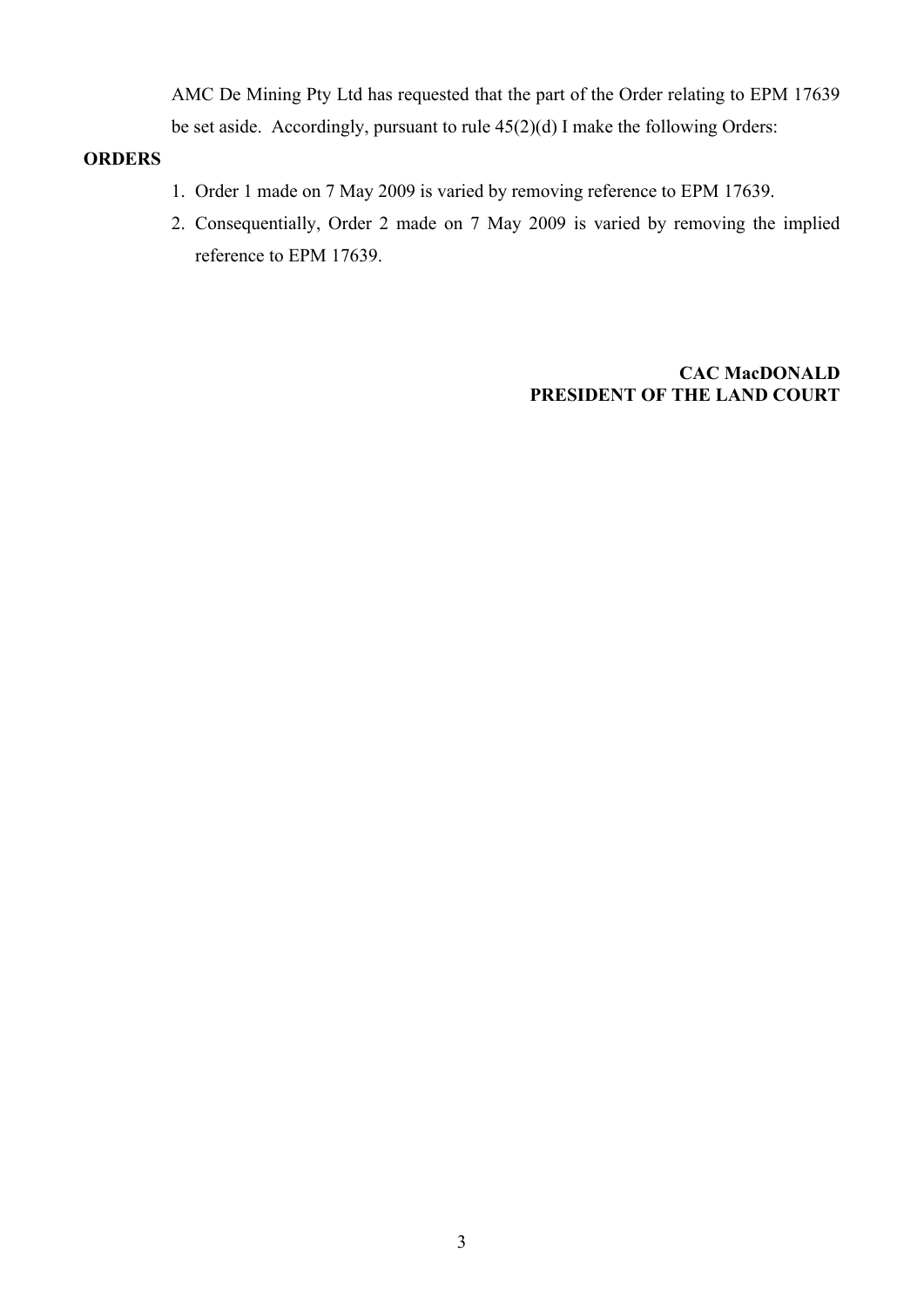AMC De Mining Pty Ltd has requested that the part of the Order relating to EPM 17639 be set aside. Accordingly, pursuant to rule 45(2)(d) I make the following Orders:

**ORDERS**

1. Order 1 made on 7 May 2009 is varied by removing reference to EPM 17639.
2. Consequentially, Order 2 made on 7 May 2009 is varied by removing the implied reference to EPM 17639.

**CAC MacDONALD**
**PRESIDENT OF THE LAND COURT**